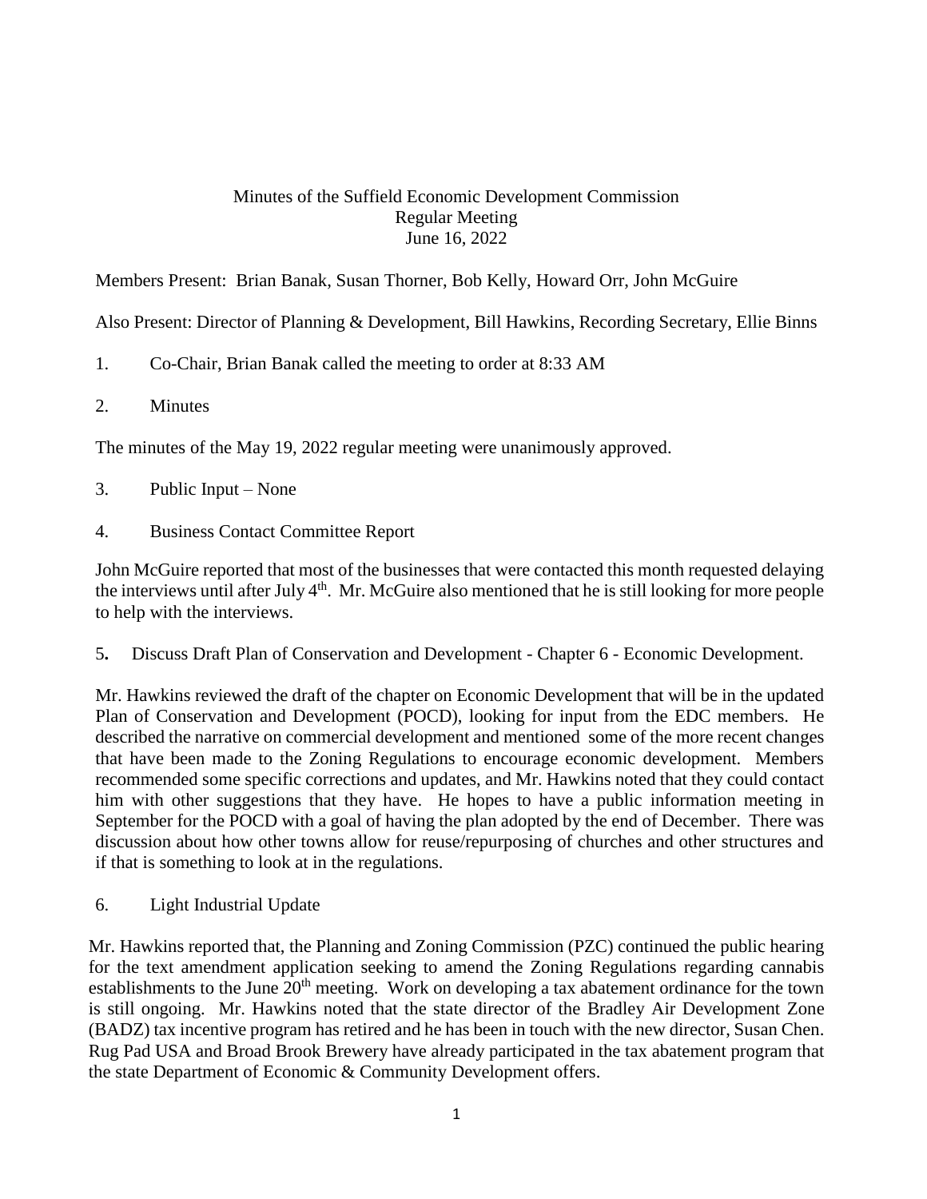Minutes of the Suffield Economic Development Commission
Regular Meeting
June 16, 2022

Members Present: Brian Banak, Susan Thorner, Bob Kelly, Howard Orr, John McGuire

Also Present: Director of Planning & Development, Bill Hawkins, Recording Secretary, Ellie Binns

1. Co-Chair, Brian Banak called the meeting to order at 8:33 AM

2. Minutes

The minutes of the May 19, 2022 regular meeting were unanimously approved.

3. Public Input – None

4. Business Contact Committee Report

John McGuire reported that most of the businesses that were contacted this month requested delaying the interviews until after July 4th. Mr. McGuire also mentioned that he is still looking for more people to help with the interviews.

5. Discuss Draft Plan of Conservation and Development - Chapter 6 - Economic Development.

Mr. Hawkins reviewed the draft of the chapter on Economic Development that will be in the updated Plan of Conservation and Development (POCD), looking for input from the EDC members. He described the narrative on commercial development and mentioned some of the more recent changes that have been made to the Zoning Regulations to encourage economic development. Members recommended some specific corrections and updates, and Mr. Hawkins noted that they could contact him with other suggestions that they have. He hopes to have a public information meeting in September for the POCD with a goal of having the plan adopted by the end of December. There was discussion about how other towns allow for reuse/repurposing of churches and other structures and if that is something to look at in the regulations.

6. Light Industrial Update

Mr. Hawkins reported that, the Planning and Zoning Commission (PZC) continued the public hearing for the text amendment application seeking to amend the Zoning Regulations regarding cannabis establishments to the June 20th meeting. Work on developing a tax abatement ordinance for the town is still ongoing. Mr. Hawkins noted that the state director of the Bradley Air Development Zone (BADZ) tax incentive program has retired and he has been in touch with the new director, Susan Chen. Rug Pad USA and Broad Brook Brewery have already participated in the tax abatement program that the state Department of Economic & Community Development offers.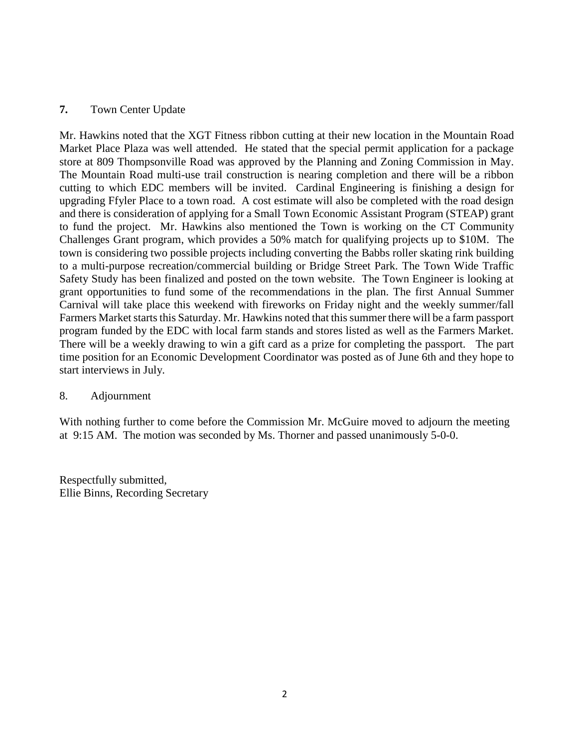**7.** Town Center Update

Mr. Hawkins noted that the XGT Fitness ribbon cutting at their new location in the Mountain Road Market Place Plaza was well attended. He stated that the special permit application for a package store at 809 Thompsonville Road was approved by the Planning and Zoning Commission in May. The Mountain Road multi-use trail construction is nearing completion and there will be a ribbon cutting to which EDC members will be invited. Cardinal Engineering is finishing a design for upgrading Ffyler Place to a town road. A cost estimate will also be completed with the road design and there is consideration of applying for a Small Town Economic Assistant Program (STEAP) grant to fund the project. Mr. Hawkins also mentioned the Town is working on the CT Community Challenges Grant program, which provides a 50% match for qualifying projects up to $10M. The town is considering two possible projects including converting the Babbs roller skating rink building to a multi-purpose recreation/commercial building or Bridge Street Park. The Town Wide Traffic Safety Study has been finalized and posted on the town website. The Town Engineer is looking at grant opportunities to fund some of the recommendations in the plan. The first Annual Summer Carnival will take place this weekend with fireworks on Friday night and the weekly summer/fall Farmers Market starts this Saturday. Mr. Hawkins noted that this summer there will be a farm passport program funded by the EDC with local farm stands and stores listed as well as the Farmers Market. There will be a weekly drawing to win a gift card as a prize for completing the passport. The part time position for an Economic Development Coordinator was posted as of June 6th and they hope to start interviews in July.

8. Adjournment

With nothing further to come before the Commission Mr. McGuire moved to adjourn the meeting at 9:15 AM. The motion was seconded by Ms. Thorner and passed unanimously 5-0-0.

Respectfully submitted,
Ellie Binns, Recording Secretary